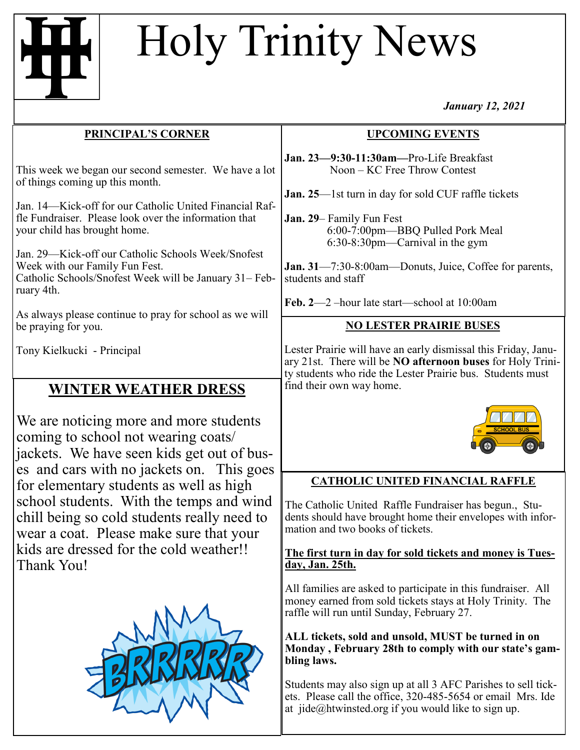# Holy Trinity News

*January 12, 2021*

## PRINCIPAL'S CORNER

This week we began our second semester. We have a lot of things coming up this month.

Jan. 14—Kick-off for our Catholic United Financial Raffle Fundraiser. Please look over the information that your child has brought home.

Jan. 29—Kick-off our Catholic Schools Week/Snofest Week with our Family Fun Fest.
Catholic Schools/Snofest Week will be January 31– February 4th.

As always please continue to pray for school as we will be praying for you.

Tony Kielkucki - Principal

## WINTER WEATHER DRESS

We are noticing more and more students coming to school not wearing coats/ jackets. We have seen kids get out of buses and cars with no jackets on. This goes for elementary students as well as high school students. With the temps and wind chill being so cold students really need to wear a coat. Please make sure that your kids are dressed for the cold weather!! Thank You!

## UPCOMING EVENTS

**Jan. 23—9:30-11:30am—**Pro-Life Breakfast
Noon – KC Free Throw Contest

**Jan. 25**—1st turn in day for sold CUF raffle tickets

**Jan. 29**– Family Fun Fest
6:00-7:00pm—BBQ Pulled Pork Meal
6:30-8:30pm—Carnival in the gym

**Jan. 31**—7:30-8:00am—Donuts, Juice, Coffee for parents, students and staff

**Feb. 2**—2 –hour late start—school at 10:00am

## NO LESTER PRAIRIE BUSES

Lester Prairie will have an early dismissal this Friday, January 21st. There will be **NO afternoon buses** for Holy Trinity students who ride the Lester Prairie bus. Students must find their own way home.

## CATHOLIC UNITED FINANCIAL RAFFLE

The Catholic United Raffle Fundraiser has begun., Students should have brought home their envelopes with information and two books of tickets.

**The first turn in day for sold tickets and money is Tuesday, Jan. 25th.**

All families are asked to participate in this fundraiser. All money earned from sold tickets stays at Holy Trinity. The raffle will run until Sunday, February 27.

**ALL tickets, sold and unsold, MUST be turned in on Monday , February 28th to comply with our state's gambling laws.**

Students may also sign up at all 3 AFC Parishes to sell tickets. Please call the office, 320-485-5654 or email Mrs. Ide at jide@htwinsted.org if you would like to sign up.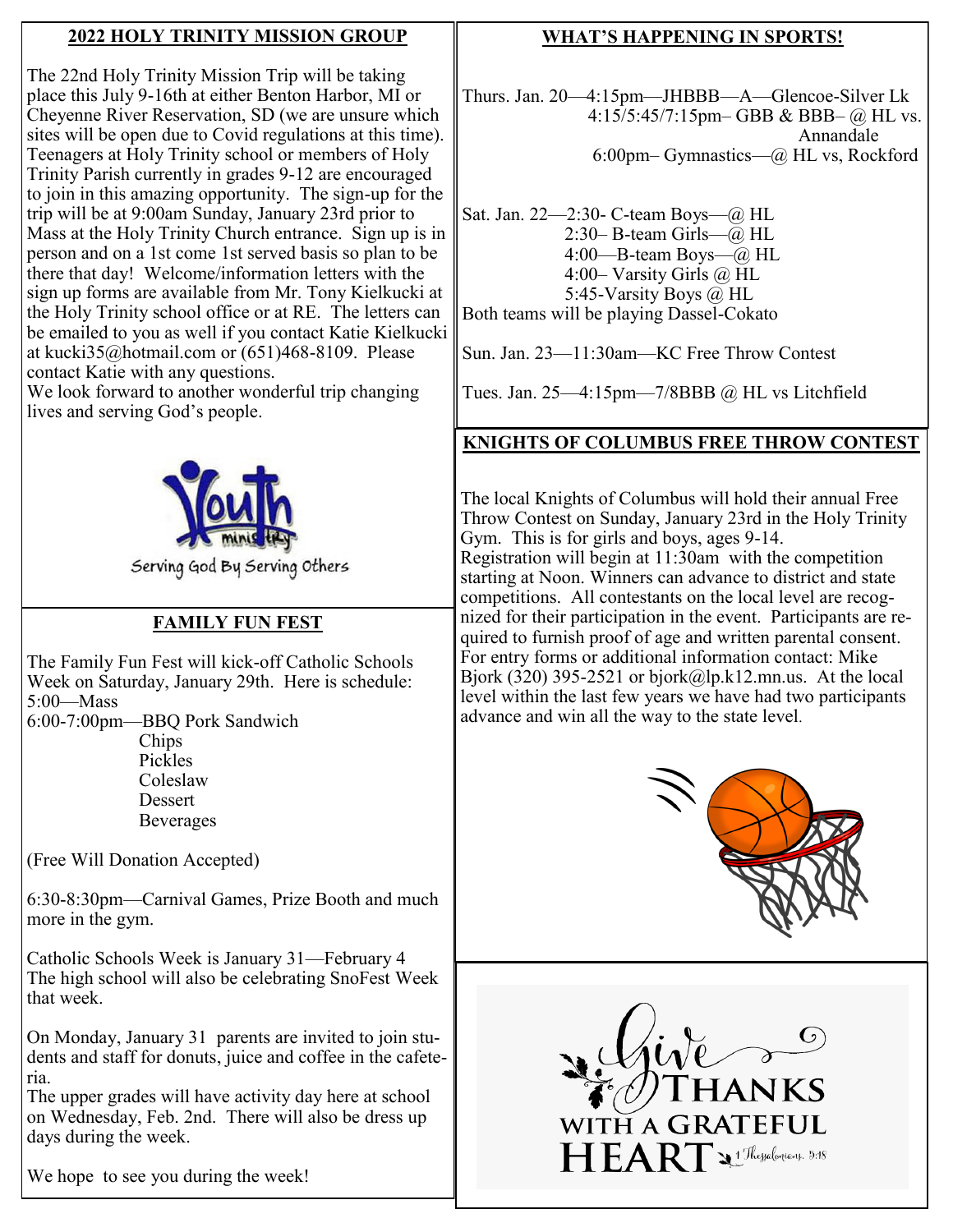## 2022 HOLY TRINITY MISSION GROUP

The 22nd Holy Trinity Mission Trip will be taking place this July 9-16th at either Benton Harbor, MI or Cheyenne River Reservation, SD (we are unsure which sites will be open due to Covid regulations at this time). Teenagers at Holy Trinity school or members of Holy Trinity Parish currently in grades 9-12 are encouraged to join in this amazing opportunity. The sign-up for the trip will be at 9:00am Sunday, January 23rd prior to Mass at the Holy Trinity Church entrance. Sign up is in person and on a 1st come 1st served basis so plan to be there that day! Welcome/information letters with the sign up forms are available from Mr. Tony Kielkucki at the Holy Trinity school office or at RE. The letters can be emailed to you as well if you contact Katie Kielkucki at kucki35@hotmail.com or (651)468-8109. Please contact Katie with any questions.
We look forward to another wonderful trip changing lives and serving God's people.

Youth ministry
Serving God By Serving Others

## FAMILY FUN FEST

The Family Fun Fest will kick-off Catholic Schools Week on Saturday, January 29th. Here is schedule:
5:00—Mass
6:00-7:00pm—BBQ Pork Sandwich
Chips
Pickles
Coleslaw
Dessert
Beverages

(Free Will Donation Accepted)

6:30-8:30pm—Carnival Games, Prize Booth and much more in the gym.

Catholic Schools Week is January 31—February 4
The high school will also be celebrating SnoFest Week that week.

On Monday, January 31 parents are invited to join students and staff for donuts, juice and coffee in the cafeteria.
The upper grades will have activity day here at school on Wednesday, Feb. 2nd. There will also be dress up days during the week.

We hope to see you during the week!

## WHAT'S HAPPENING IN SPORTS!

Thurs. Jan. 20—4:15pm—JHBBB—A—Glencoe-Silver Lk
4:15/5:45/7:15pm– GBB & BBB– @ HL vs. Annandale
6:00pm– Gymnastics—@ HL vs, Rockford

Sat. Jan. 22—2:30- C-team Boys—@ HL
2:30– B-team Girls—@ HL
4:00—B-team Boys—@ HL
4:00– Varsity Girls @ HL
5:45-Varsity Boys @ HL
Both teams will be playing Dassel-Cokato

Sun. Jan. 23—11:30am—KC Free Throw Contest

Tues. Jan. 25—4:15pm—7/8BBB @ HL vs Litchfield

## KNIGHTS OF COLUMBUS FREE THROW CONTEST

The local Knights of Columbus will hold their annual Free Throw Contest on Sunday, January 23rd in the Holy Trinity Gym. This is for girls and boys, ages 9-14.
Registration will begin at 11:30am with the competition starting at Noon. Winners can advance to district and state competitions. All contestants on the local level are recognized for their participation in the event. Participants are required to furnish proof of age and written parental consent. For entry forms or additional information contact: Mike Bjork (320) 395-2521 or bjork@lp.k12.mn.us. At the local level within the last few years we have had two participants advance and win all the way to the state level.

Give Thanks with a Grateful Heart
1 Thessalonians 5:18